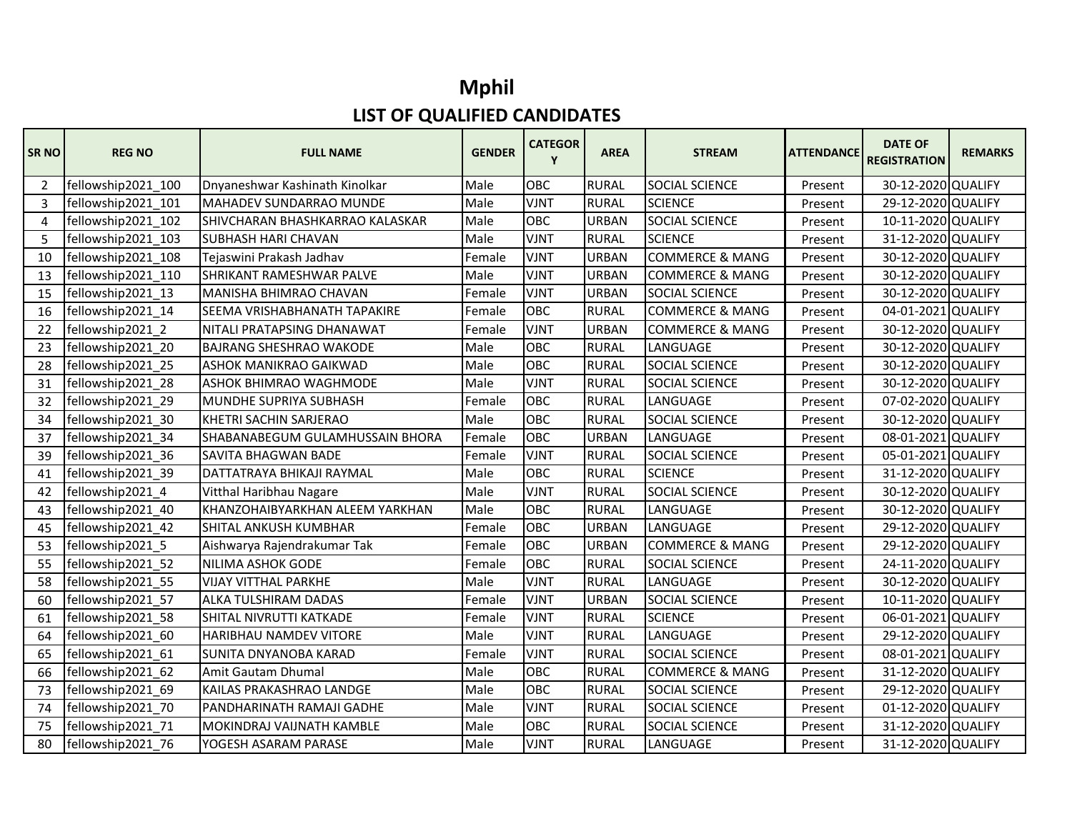# Mphil

## LIST OF QUALIFIED CANDIDATES

| SR NO | REG NO | FULL NAME | GENDER | CATEGORY | AREA | STREAM | ATTENDANCE | DATE OF REGISTRATION | REMARKS |
|---|---|---|---|---|---|---|---|---|---|
| 2 | fellowship2021_100 | Dnyaneshwar Kashinath Kinolkar | Male | OBC | RURAL | SOCIAL SCIENCE | Present | 30-12-2020 | QUALIFY |
| 3 | fellowship2021_101 | MAHADEV SUNDARRAO MUNDE | Male | VJNT | RURAL | SCIENCE | Present | 29-12-2020 | QUALIFY |
| 4 | fellowship2021_102 | SHIVCHARAN BHASHKARRAO KALASKAR | Male | OBC | URBAN | SOCIAL SCIENCE | Present | 10-11-2020 | QUALIFY |
| 5 | fellowship2021_103 | SUBHASH HARI CHAVAN | Male | VJNT | RURAL | SCIENCE | Present | 31-12-2020 | QUALIFY |
| 10 | fellowship2021_108 | Tejaswini Prakash Jadhav | Female | VJNT | URBAN | COMMERCE & MANG | Present | 30-12-2020 | QUALIFY |
| 13 | fellowship2021_110 | SHRIKANT RAMESHWAR PALVE | Male | VJNT | URBAN | COMMERCE & MANG | Present | 30-12-2020 | QUALIFY |
| 15 | fellowship2021_13 | MANISHA BHIMRAO CHAVAN | Female | VJNT | URBAN | SOCIAL SCIENCE | Present | 30-12-2020 | QUALIFY |
| 16 | fellowship2021_14 | SEEMA VRISHABHANATH TAPAKIRE | Female | OBC | RURAL | COMMERCE & MANG | Present | 04-01-2021 | QUALIFY |
| 22 | fellowship2021_2 | NITALI PRATAPSING DHANAWAT | Female | VJNT | URBAN | COMMERCE & MANG | Present | 30-12-2020 | QUALIFY |
| 23 | fellowship2021_20 | BAJRANG SHESHRAO WAKODE | Male | OBC | RURAL | LANGUAGE | Present | 30-12-2020 | QUALIFY |
| 28 | fellowship2021_25 | ASHOK MANIKRAO GAIKWAD | Male | OBC | RURAL | SOCIAL SCIENCE | Present | 30-12-2020 | QUALIFY |
| 31 | fellowship2021_28 | ASHOK BHIMRAO WAGHMODE | Male | VJNT | RURAL | SOCIAL SCIENCE | Present | 30-12-2020 | QUALIFY |
| 32 | fellowship2021_29 | MUNDHE SUPRIYA SUBHASH | Female | OBC | RURAL | LANGUAGE | Present | 07-02-2020 | QUALIFY |
| 34 | fellowship2021_30 | KHETRI SACHIN SARJERAO | Male | OBC | RURAL | SOCIAL SCIENCE | Present | 30-12-2020 | QUALIFY |
| 37 | fellowship2021_34 | SHABANABEGUM GULAMHUSSAIN BHORA | Female | OBC | URBAN | LANGUAGE | Present | 08-01-2021 | QUALIFY |
| 39 | fellowship2021_36 | SAVITA BHAGWAN BADE | Female | VJNT | RURAL | SOCIAL SCIENCE | Present | 05-01-2021 | QUALIFY |
| 41 | fellowship2021_39 | DATTATRAYA BHIKAJI RAYMAL | Male | OBC | RURAL | SCIENCE | Present | 31-12-2020 | QUALIFY |
| 42 | fellowship2021_4 | Vitthal Haribhau Nagare | Male | VJNT | RURAL | SOCIAL SCIENCE | Present | 30-12-2020 | QUALIFY |
| 43 | fellowship2021_40 | KHANZOHAIBYARKHAN ALEEM YARKHAN | Male | OBC | RURAL | LANGUAGE | Present | 30-12-2020 | QUALIFY |
| 45 | fellowship2021_42 | SHITAL ANKUSH KUMBHAR | Female | OBC | URBAN | LANGUAGE | Present | 29-12-2020 | QUALIFY |
| 53 | fellowship2021_5 | Aishwarya Rajendrakumar Tak | Female | OBC | URBAN | COMMERCE & MANG | Present | 29-12-2020 | QUALIFY |
| 55 | fellowship2021_52 | NILIMA ASHOK GODE | Female | OBC | RURAL | SOCIAL SCIENCE | Present | 24-11-2020 | QUALIFY |
| 58 | fellowship2021_55 | VIJAY VITTHAL PARKHE | Male | VJNT | RURAL | LANGUAGE | Present | 30-12-2020 | QUALIFY |
| 60 | fellowship2021_57 | ALKA TULSHIRAM DADAS | Female | VJNT | URBAN | SOCIAL SCIENCE | Present | 10-11-2020 | QUALIFY |
| 61 | fellowship2021_58 | SHITAL NIVRUTTI KATKADE | Female | VJNT | RURAL | SCIENCE | Present | 06-01-2021 | QUALIFY |
| 64 | fellowship2021_60 | HARIBHAU NAMDEV VITORE | Male | VJNT | RURAL | LANGUAGE | Present | 29-12-2020 | QUALIFY |
| 65 | fellowship2021_61 | SUNITA DNYANOBA KARAD | Female | VJNT | RURAL | SOCIAL SCIENCE | Present | 08-01-2021 | QUALIFY |
| 66 | fellowship2021_62 | Amit Gautam Dhumal | Male | OBC | RURAL | COMMERCE & MANG | Present | 31-12-2020 | QUALIFY |
| 73 | fellowship2021_69 | KAILAS PRAKASHRAO LANDGE | Male | OBC | RURAL | SOCIAL SCIENCE | Present | 29-12-2020 | QUALIFY |
| 74 | fellowship2021_70 | PANDHARINATH RAMAJI GADHE | Male | VJNT | RURAL | SOCIAL SCIENCE | Present | 01-12-2020 | QUALIFY |
| 75 | fellowship2021_71 | MOKINDRAJ VAIJNATH KAMBLE | Male | OBC | RURAL | SOCIAL SCIENCE | Present | 31-12-2020 | QUALIFY |
| 80 | fellowship2021_76 | YOGESH ASARAM PARASE | Male | VJNT | RURAL | LANGUAGE | Present | 31-12-2020 | QUALIFY |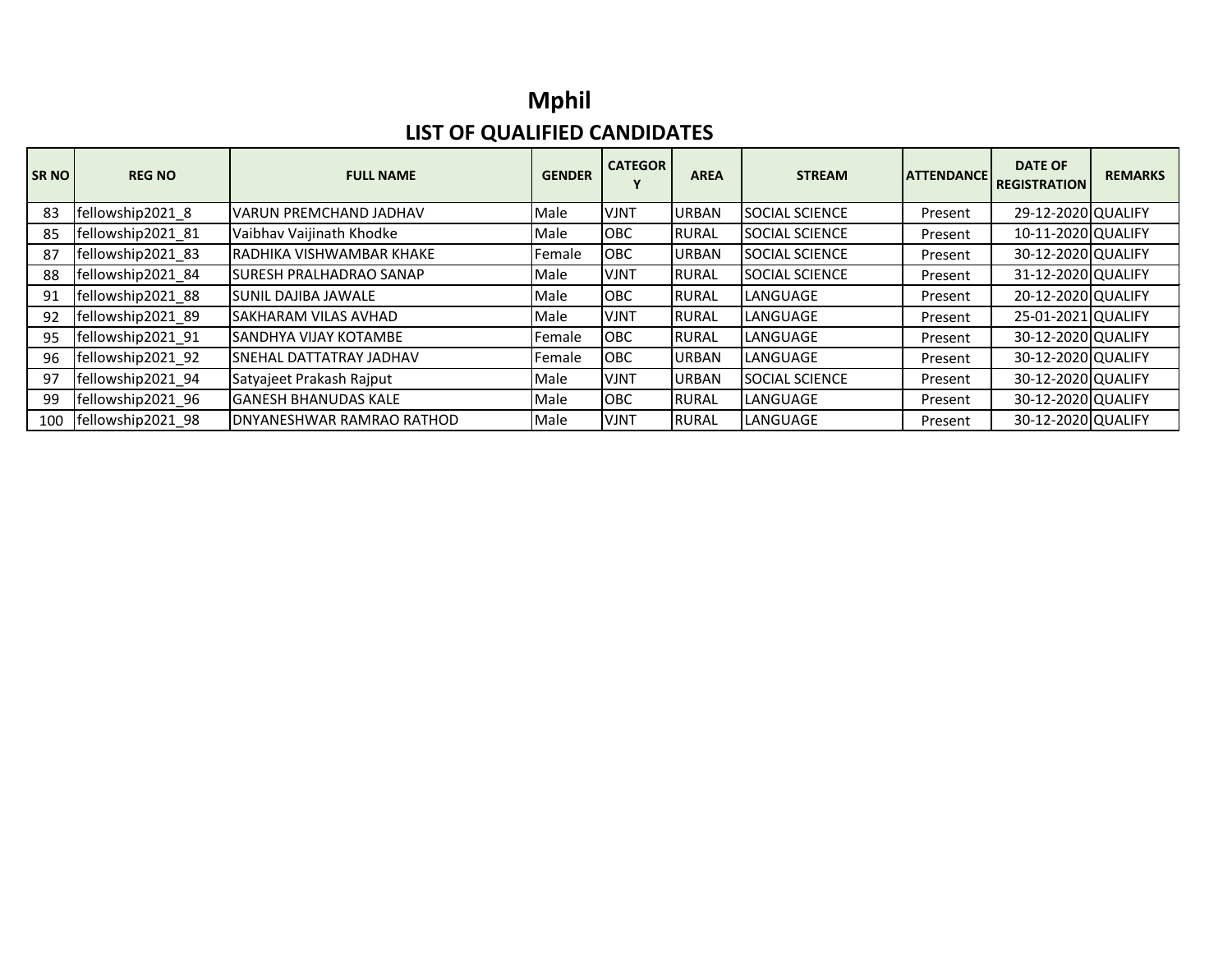# Mphil

## LIST OF QUALIFIED CANDIDATES

| SR NO | REG NO | FULL NAME | GENDER | CATEGORY | AREA | STREAM | ATTENDANCE | DATE OF REGISTRATION | REMARKS |
|---|---|---|---|---|---|---|---|---|---|
| 83 | fellowship2021_8 | VARUN PREMCHAND JADHAV | Male | VJNT | URBAN | SOCIAL SCIENCE | Present | 29-12-2020 | QUALIFY |
| 85 | fellowship2021_81 | Vaibhav Vaijinath Khodke | Male | OBC | RURAL | SOCIAL SCIENCE | Present | 10-11-2020 | QUALIFY |
| 87 | fellowship2021_83 | RADHIKA VISHWAMBAR KHAKE | Female | OBC | URBAN | SOCIAL SCIENCE | Present | 30-12-2020 | QUALIFY |
| 88 | fellowship2021_84 | SURESH PRALHADRAO SANAP | Male | VJNT | RURAL | SOCIAL SCIENCE | Present | 31-12-2020 | QUALIFY |
| 91 | fellowship2021_88 | SUNIL DAJIBA JAWALE | Male | OBC | RURAL | LANGUAGE | Present | 20-12-2020 | QUALIFY |
| 92 | fellowship2021_89 | SAKHARAM VILAS AVHAD | Male | VJNT | RURAL | LANGUAGE | Present | 25-01-2021 | QUALIFY |
| 95 | fellowship2021_91 | SANDHYA VIJAY KOTAMBE | Female | OBC | RURAL | LANGUAGE | Present | 30-12-2020 | QUALIFY |
| 96 | fellowship2021_92 | SNEHAL DATTATRAY JADHAV | Female | OBC | URBAN | LANGUAGE | Present | 30-12-2020 | QUALIFY |
| 97 | fellowship2021_94 | Satyajeet Prakash Rajput | Male | VJNT | URBAN | SOCIAL SCIENCE | Present | 30-12-2020 | QUALIFY |
| 99 | fellowship2021_96 | GANESH BHANUDAS KALE | Male | OBC | RURAL | LANGUAGE | Present | 30-12-2020 | QUALIFY |
| 100 | fellowship2021_98 | DNYANESHWAR RAMRAO RATHOD | Male | VJNT | RURAL | LANGUAGE | Present | 30-12-2020 | QUALIFY |